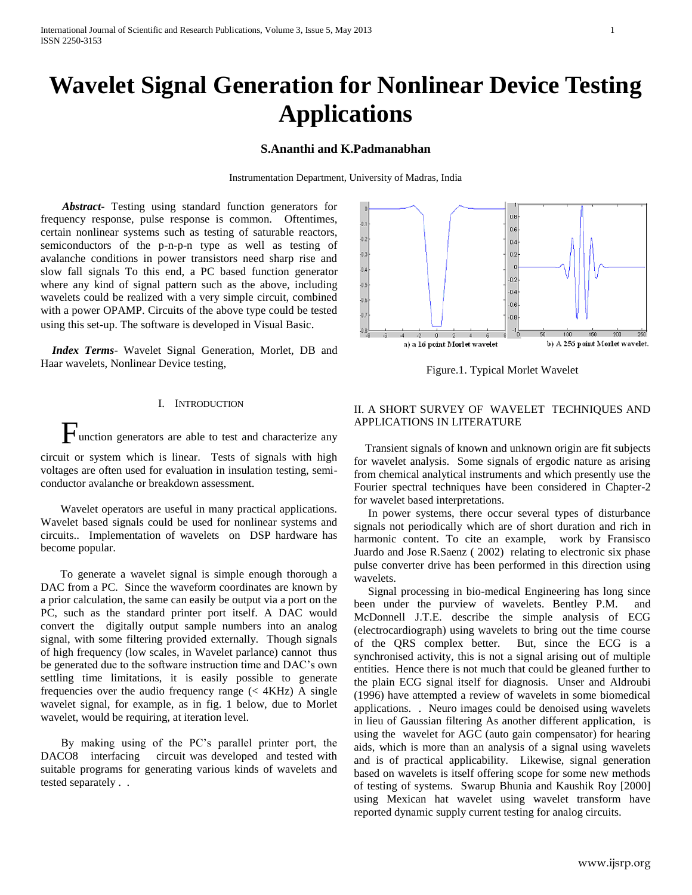# Wavelet Signal Generation for Nonlinear Device Testing Applications

**S.Ananthi and K.Padmanabhan**

Instrumentation Department, University of Madras, India

***Abstract-*** Testing using standard function generators for frequency response, pulse response is common. Oftentimes, certain nonlinear systems such as testing of saturable reactors, semiconductors of the p-n-p-n type as well as testing of avalanche conditions in power transistors need sharp rise and slow fall signals To this end, a PC based function generator where any kind of signal pattern such as the above, including wavelets could be realized with a very simple circuit, combined with a power OPAMP. Circuits of the above type could be tested using this set-up. The software is developed in Visual Basic.

***Index Terms*-** Wavelet Signal Generation, Morlet, DB and Haar wavelets, Nonlinear Device testing,

## I. Introduction

Function generators are able to test and characterize any circuit or system which is linear. Tests of signals with high voltages are often used for evaluation in insulation testing, semi-conductor avalanche or breakdown assessment.

Wavelet operators are useful in many practical applications. Wavelet based signals could be used for nonlinear systems and circuits.. Implementation of wavelets on DSP hardware has become popular.

To generate a wavelet signal is simple enough thorough a DAC from a PC. Since the waveform coordinates are known by a prior calculation, the same can easily be output via a port on the PC, such as the standard printer port itself. A DAC would convert the digitally output sample numbers into an analog signal, with some filtering provided externally. Though signals of high frequency (low scales, in Wavelet parlance) cannot thus be generated due to the software instruction time and DAC's own settling time limitations, it is easily possible to generate frequencies over the audio frequency range (< 4KHz) A single wavelet signal, for example, as in fig. 1 below, due to Morlet wavelet, would be requiring, at iteration level.

By making using of the PC's parallel printer port, the DACO8 interfacing circuit was developed and tested with suitable programs for generating various kinds of wavelets and tested separately . .

a) a 16 point Morlet wavelet b) A 256 point Morlet wavelet.

Figure.1. Typical Morlet Wavelet

## II. A Short Survey of Wavelet Techniques and Applications in Literature

Transient signals of known and unknown origin are fit subjects for wavelet analysis. Some signals of ergodic nature as arising from chemical analytical instruments and which presently use the Fourier spectral techniques have been considered in Chapter-2 for wavelet based interpretations.

In power systems, there occur several types of disturbance signals not periodically which are of short duration and rich in harmonic content. To cite an example, work by Fransisco Juardo and Jose R.Saenz ( 2002) relating to electronic six phase pulse converter drive has been performed in this direction using wavelets.

Signal processing in bio-medical Engineering has long since been under the purview of wavelets. Bentley P.M. and McDonnell J.T.E. describe the simple analysis of ECG (electrocardiograph) using wavelets to bring out the time course of the QRS complex better. But, since the ECG is a synchronised activity, this is not a signal arising out of multiple entities. Hence there is not much that could be gleaned further to the plain ECG signal itself for diagnosis. Unser and Aldroubi (1996) have attempted a review of wavelets in some biomedical applications. . Neuro images could be denoised using wavelets in lieu of Gaussian filtering As another different application, is using the wavelet for AGC (auto gain compensator) for hearing aids, which is more than an analysis of a signal using wavelets and is of practical applicability. Likewise, signal generation based on wavelets is itself offering scope for some new methods of testing of systems. Swarup Bhunia and Kaushik Roy [2000] using Mexican hat wavelet using wavelet transform have reported dynamic supply current testing for analog circuits.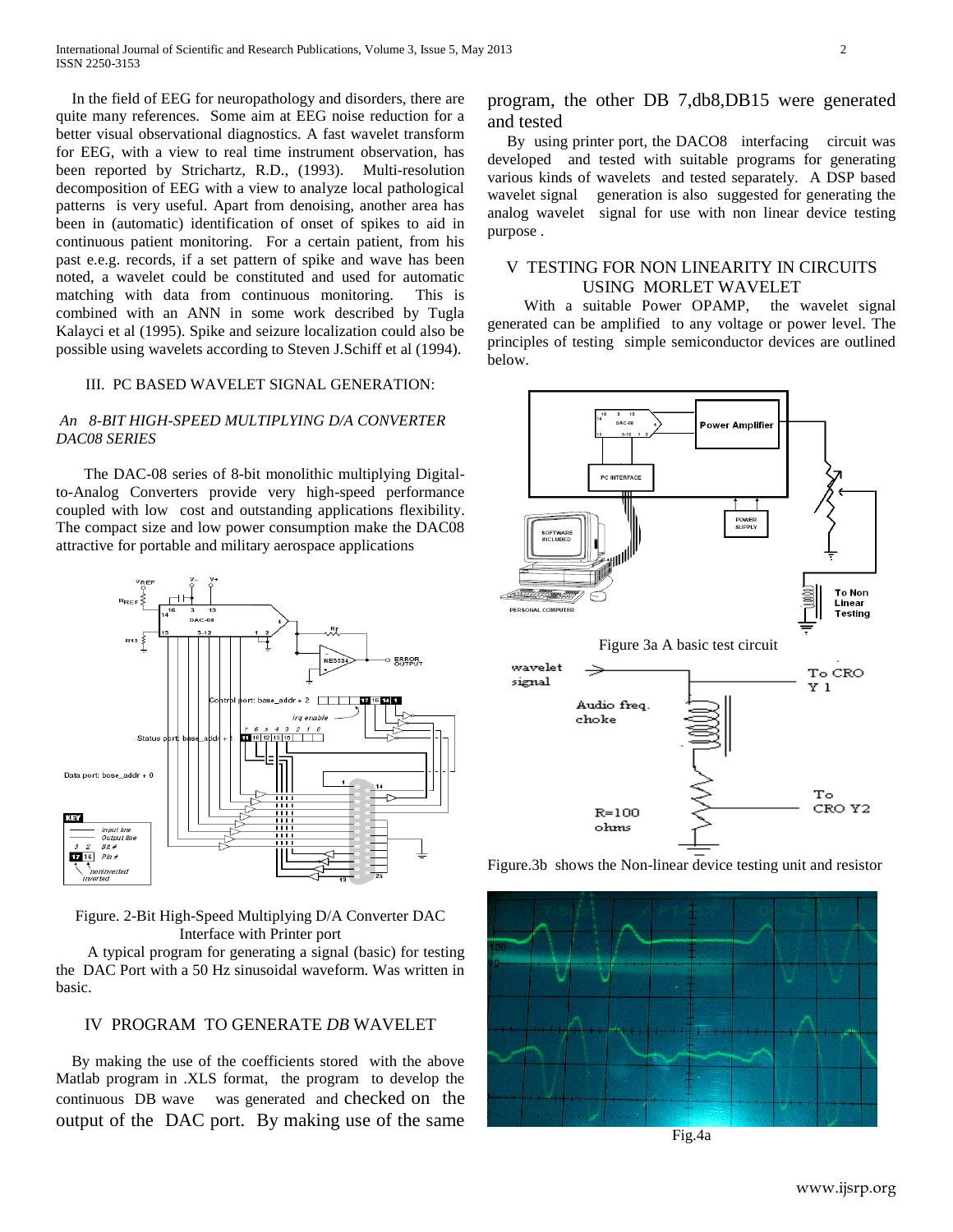In the field of EEG for neuropathology and disorders, there are quite many references. Some aim at EEG noise reduction for a better visual observational diagnostics. A fast wavelet transform for EEG, with a view to real time instrument observation, has been reported by Strichartz, R.D., (1993). Multi-resolution decomposition of EEG with a view to analyze local pathological patterns is very useful. Apart from denoising, another area has been in (automatic) identification of onset of spikes to aid in continuous patient monitoring. For a certain patient, from his past e.g. records, if a set pattern of spike and wave has been noted, a wavelet could be constituted and used for automatic matching with data from continuous monitoring. This is combined with an ANN in some work described by Tugla Kalayci et al (1995). Spike and seizure localization could also be possible using wavelets according to Steven J.Schiff et al (1994).

## III. PC BASED WAVELET SIGNAL GENERATION:

*An 8-BIT HIGH-SPEED MULTIPLYING D/A CONVERTER DAC08 SERIES*

The DAC-08 series of 8-bit monolithic multiplying Digital-to-Analog Converters provide very high-speed performance coupled with low cost and outstanding applications flexibility. The compact size and low power consumption make the DAC08 attractive for portable and military aerospace applications

Figure. 2-Bit High-Speed Multiplying D/A Converter DAC Interface with Printer port

A typical program for generating a signal (basic) for testing the DAC Port with a 50 Hz sinusoidal waveform. Was written in basic.

## IV PROGRAM TO GENERATE *DB* WAVELET

By making the use of the coefficients stored with the above Matlab program in .XLS format, the program to develop the continuous DB wave was generated and checked on the output of the DAC port. By making use of the same program, the other DB 7,db8,DB15 were generated and tested

By using printer port, the DACO8 interfacing circuit was developed and tested with suitable programs for generating various kinds of wavelets and tested separately. A DSP based wavelet signal generation is also suggested for generating the analog wavelet signal for use with non linear device testing purpose .

## V TESTING FOR NON LINEARITY IN CIRCUITS USING MORLET WAVELET

With a suitable Power OPAMP, the wavelet signal generated can be amplified to any voltage or power level. The principles of testing simple semiconductor devices are outlined below.

Figure 3a A basic test circuit

Figure.3b shows the Non-linear device testing unit and resistor

Fig.4a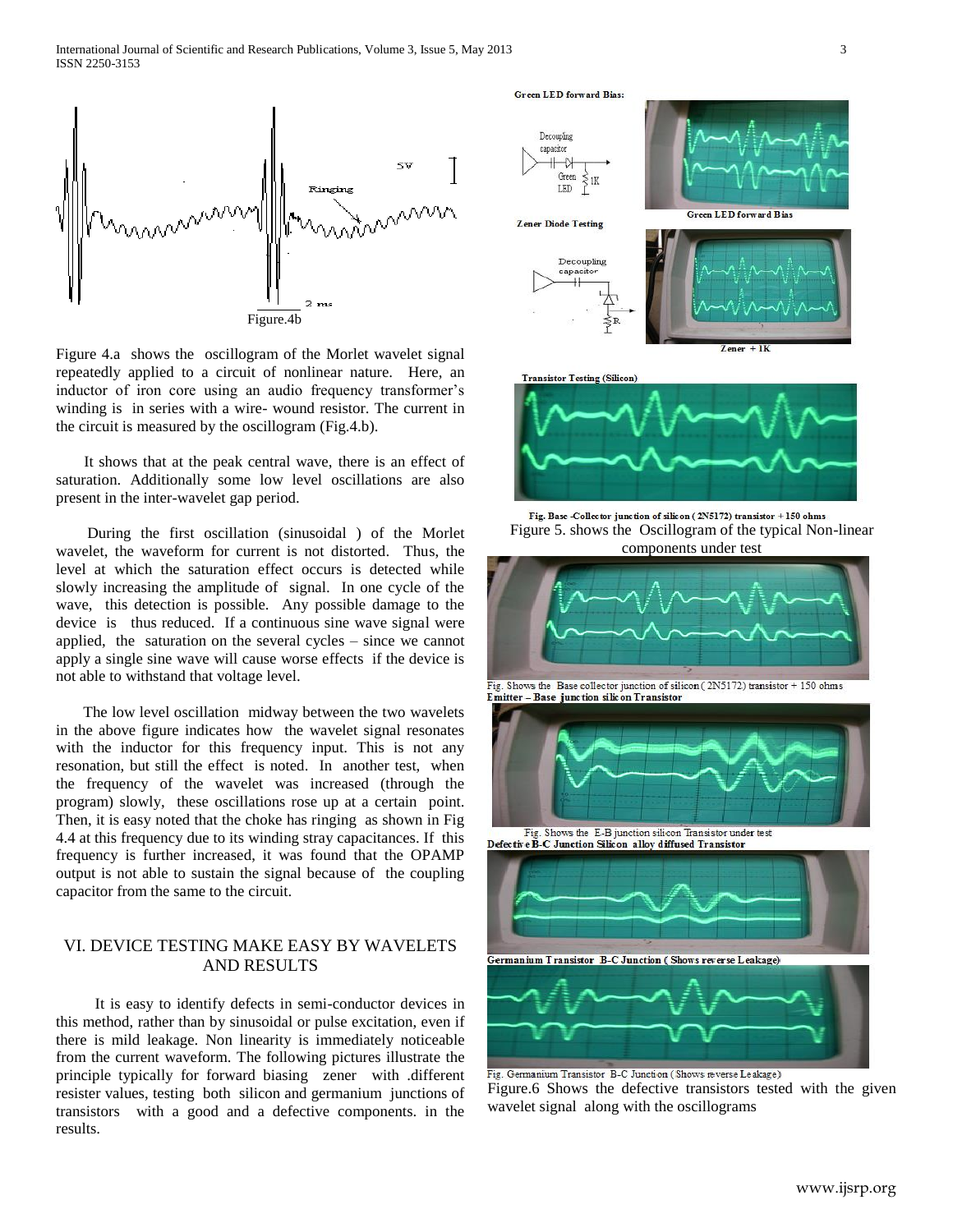Figure.4b

Figure 4.a shows the oscillogram of the Morlet wavelet signal repeatedly applied to a circuit of nonlinear nature. Here, an inductor of iron core using an audio frequency transformer's winding is in series with a wire- wound resistor. The current in the circuit is measured by the oscillogram (Fig.4.b).

It shows that at the peak central wave, there is an effect of saturation. Additionally some low level oscillations are also present in the inter-wavelet gap period.

During the first oscillation (sinusoidal ) of the Morlet wavelet, the waveform for current is not distorted. Thus, the level at which the saturation effect occurs is detected while slowly increasing the amplitude of signal. In one cycle of the wave, this detection is possible. Any possible damage to the device is thus reduced. If a continuous sine wave signal were applied, the saturation on the several cycles – since we cannot apply a single sine wave will cause worse effects if the device is not able to withstand that voltage level.

The low level oscillation midway between the two wavelets in the above figure indicates how the wavelet signal resonates with the inductor for this frequency input. This is not any resonation, but still the effect is noted. In another test, when the frequency of the wavelet was increased (through the program) slowly, these oscillations rose up at a certain point. Then, it is easy noted that the choke has ringing as shown in Fig 4.4 at this frequency due to its winding stray capacitances. If this frequency is further increased, it was found that the OPAMP output is not able to sustain the signal because of the coupling capacitor from the same to the circuit.

## VI. DEVICE TESTING MAKE EASY BY WAVELETS AND RESULTS

It is easy to identify defects in semi-conductor devices in this method, rather than by sinusoidal or pulse excitation, even if there is mild leakage. Non linearity is immediately noticeable from the current waveform. The following pictures illustrate the principle typically for forward biasing zener with .different resister values, testing both silicon and germanium junctions of transistors with a good and a defective components. in the results.

**Green LED forward Bias:**

Green LED forward Bias

**Zener Diode Testing**

Zener + 1K

**Transistor Testing (Silicon)**

Fig. Base -Collector junction of silicon ( 2N5172) transistor + 150 ohms

Figure 5. shows the Oscillogram of the typical Non-linear components under test

Fig. Shows the Base collector junction of silicon ( 2N5172) transistor + 150 ohms

**Emitter – Base junction silicon Transistor**

Fig. Shows the E-B junction silicon Transistor under test

**Defective B-C Junction Silicon alloy diffused Transistor**

**Germanium Transistor B-C Junction ( Shows reverse Leakage)**

Fig. Germanium Transistor B-C Junction ( Shows reverse Leakage)

Figure.6 Shows the defective transistors tested with the given wavelet signal along with the oscillograms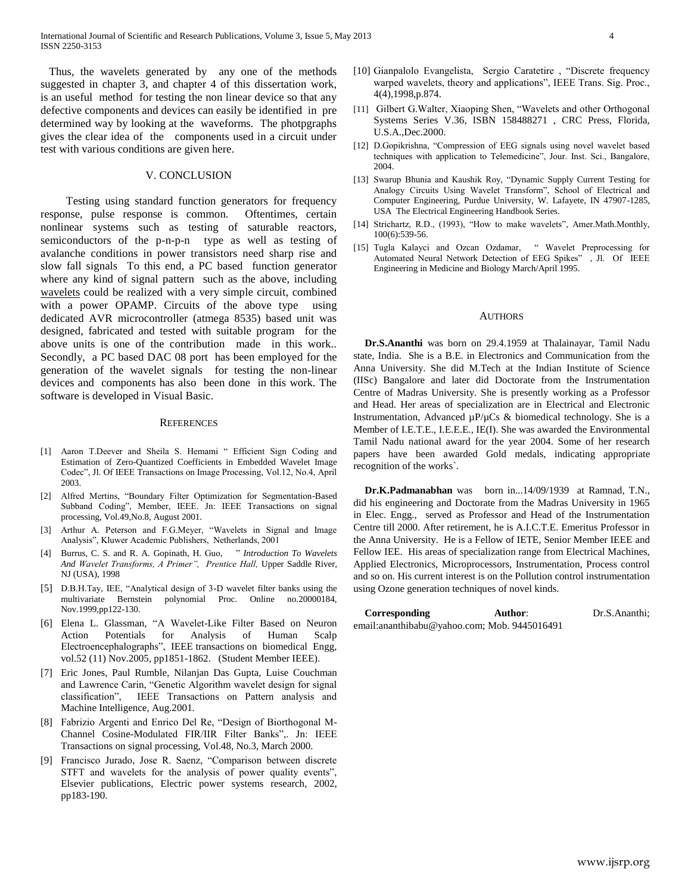Thus, the wavelets generated by any one of the methods suggested in chapter 3, and chapter 4 of this dissertation work, is an useful method for testing the non linear device so that any defective components and devices can easily be identified in pre determined way by looking at the waveforms. The photpgraphs gives the clear idea of the components used in a circuit under test with various conditions are given here.

## V. CONCLUSION

Testing using standard function generators for frequency response, pulse response is common. Oftentimes, certain nonlinear systems such as testing of saturable reactors, semiconductors of the p-n-p-n type as well as testing of avalanche conditions in power transistors need sharp rise and slow fall signals To this end, a PC based function generator where any kind of signal pattern such as the above, including wavelets could be realized with a very simple circuit, combined with a power OPAMP. Circuits of the above type using dedicated AVR microcontroller (atmega 8535) based unit was designed, fabricated and tested with suitable program for the above units is one of the contribution made in this work.. Secondly, a PC based DAC 08 port has been employed for the generation of the wavelet signals for testing the non-linear devices and components has also been done in this work. The software is developed in Visual Basic.

## REFERENCES

[1] Aaron T.Deever and Sheila S. Hemami " Efficient Sign Coding and Estimation of Zero-Quantized Coefficients in Embedded Wavelet Image Codec", Jl. Of IEEE Transactions on Image Processing, Vol.12, No.4, April 2003.

[2] Alfred Mertins, "Boundary Filter Optimization for Segmentation-Based Subband Coding", Member, IEEE. Jn: IEEE Transactions on signal processing, Vol.49,No.8, August 2001.

[3] Arthur A. Peterson and F.G.Meyer, "Wavelets in Signal and Image Analysis", Kluwer Academic Publishers, Netherlands, 2001

[4] Burrus, C. S. and R. A. Gopinath, H. Guo, " *Introduction To Wavelets And Wavelet Transforms, A Primer", Prentice Hall,* Upper Saddle River, NJ (USA), 1998

[5] D.B.H.Tay, IEE, "Analytical design of 3-D wavelet filter banks using the multivariate Bernstein polynomial Proc. Online no.20000184, Nov.1999,pp122-130.

[6] Elena L. Glassman, "A Wavelet-Like Filter Based on Neuron Action Potentials for Analysis of Human Scalp Electroencephalographs", IEEE transactions on biomedical Engg, vol.52 (11) Nov.2005, pp1851-1862. (Student Member IEEE).

[7] Eric Jones, Paul Rumble, Nilanjan Das Gupta, Luise Couchman and Lawrence Carin, "Genetic Algorithm wavelet design for signal classification", IEEE Transactions on Pattern analysis and Machine Intelligence, Aug.2001.

[8] Fabrizio Argenti and Enrico Del Re, "Design of Biorthogonal M-Channel Cosine-Modulated FIR/IIR Filter Banks",. Jn: IEEE Transactions on signal processing, Vol.48, No.3, March 2000.

[9] Francisco Jurado, Jose R. Saenz, "Comparison between discrete STFT and wavelets for the analysis of power quality events", Elsevier publications, Electric power systems research, 2002, pp183-190.

[10] Gianpalolo Evangelista, Sergio Caratetire , "Discrete frequency warped wavelets, theory and applications", IEEE Trans. Sig. Proc., 4(4),1998,p.874.

[11] Gilbert G.Walter, Xiaoping Shen, "Wavelets and other Orthogonal Systems Series V.36, ISBN 158488271 , CRC Press, Florida, U.S.A.,Dec.2000.

[12] D.Gopikrishna, "Compression of EEG signals using novel wavelet based techniques with application to Telemedicine", Jour. Inst. Sci., Bangalore, 2004.

[13] Swarup Bhunia and Kaushik Roy, "Dynamic Supply Current Testing for Analogy Circuits Using Wavelet Transform", School of Electrical and Computer Engineering, Purdue University, W. Lafayete, IN 47907-1285, USA The Electrical Engineering Handbook Series.

[14] Strichartz, R.D., (1993), "How to make wavelets", Amer.Math.Monthly, 100(6):539-56.

[15] Tugla Kalayci and Ozcan Ozdamar, " Wavelet Preprocessing for Automated Neural Network Detection of EEG Spikes" , Jl. Of IEEE Engineering in Medicine and Biology March/April 1995.

## AUTHORS

**Dr.S.Ananthi** was born on 29.4.1959 at Thalainayar, Tamil Nadu state, India. She is a B.E. in Electronics and Communication from the Anna University. She did M.Tech at the Indian Institute of Science (IISc) Bangalore and later did Doctorate from the Instrumentation Centre of Madras University. She is presently working as a Professor and Head. Her areas of specialization are in Electrical and Electronic Instrumentation, Advanced µP/µCs & biomedical technology. She is a Member of I.E.T.E., I.E.E.E., IE(I). She was awarded the Environmental Tamil Nadu national award for the year 2004. Some of her research papers have been awarded Gold medals, indicating appropriate recognition of the works`.

**Dr.K.Padmanabhan** was born in...14/09/1939 at Ramnad, T.N., did his engineering and Doctorate from the Madras University in 1965 in Elec. Engg., served as Professor and Head of the Instrumentation Centre till 2000. After retirement, he is A.I.C.T.E. Emeritus Professor in the Anna University. He is a Fellow of IETE, Senior Member IEEE and Fellow IEE. His areas of specialization range from Electrical Machines, Applied Electronics, Microprocessors, Instrumentation, Process control and so on. His current interest is on the Pollution control instrumentation using Ozone generation techniques of novel kinds.

**Corresponding Author**: Dr.S.Ananthi; email:ananthibabu@yahoo.com; Mob. 9445016491